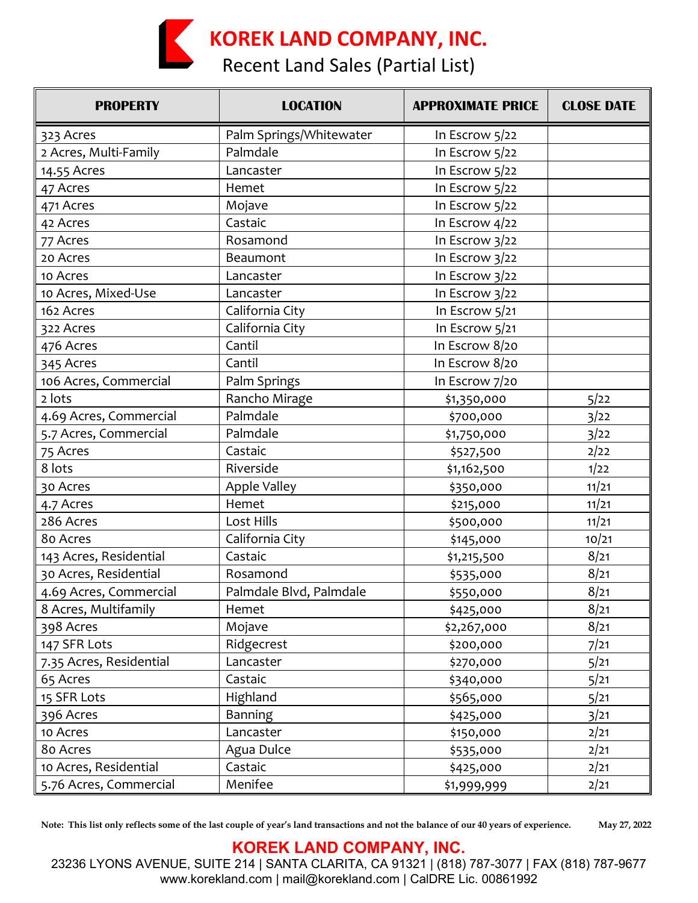# KOREK LAND COMPANY, INC.

## Recent Land Sales (Partial List)

| PROPERTY | LOCATION | APPROXIMATE PRICE | CLOSE DATE |
|---|---|---|---|
| 323 Acres | Palm Springs/Whitewater | In Escrow 5/22 | |
| 2 Acres, Multi-Family | Palmdale | In Escrow 5/22 | |
| 14.55 Acres | Lancaster | In Escrow 5/22 | |
| 47 Acres | Hemet | In Escrow 5/22 | |
| 471 Acres | Mojave | In Escrow 5/22 | |
| 42 Acres | Castaic | In Escrow 4/22 | |
| 77 Acres | Rosamond | In Escrow 3/22 | |
| 20 Acres | Beaumont | In Escrow 3/22 | |
| 10 Acres | Lancaster | In Escrow 3/22 | |
| 10 Acres, Mixed-Use | Lancaster | In Escrow 3/22 | |
| 162 Acres | California City | In Escrow 5/21 | |
| 322 Acres | California City | In Escrow 5/21 | |
| 476 Acres | Cantil | In Escrow 8/20 | |
| 345 Acres | Cantil | In Escrow 8/20 | |
| 106 Acres, Commercial | Palm Springs | In Escrow 7/20 | |
| 2 lots | Rancho Mirage | $1,350,000 | 5/22 |
| 4.69 Acres, Commercial | Palmdale | $700,000 | 3/22 |
| 5.7 Acres, Commercial | Palmdale | $1,750,000 | 3/22 |
| 75 Acres | Castaic | $527,500 | 2/22 |
| 8 lots | Riverside | $1,162,500 | 1/22 |
| 30 Acres | Apple Valley | $350,000 | 11/21 |
| 4.7 Acres | Hemet | $215,000 | 11/21 |
| 286 Acres | Lost Hills | $500,000 | 11/21 |
| 80 Acres | California City | $145,000 | 10/21 |
| 143 Acres, Residential | Castaic | $1,215,500 | 8/21 |
| 30 Acres, Residential | Rosamond | $535,000 | 8/21 |
| 4.69 Acres, Commercial | Palmdale Blvd, Palmdale | $550,000 | 8/21 |
| 8 Acres, Multifamily | Hemet | $425,000 | 8/21 |
| 398 Acres | Mojave | $2,267,000 | 8/21 |
| 147 SFR Lots | Ridgecrest | $200,000 | 7/21 |
| 7.35 Acres, Residential | Lancaster | $270,000 | 5/21 |
| 65 Acres | Castaic | $340,000 | 5/21 |
| 15 SFR Lots | Highland | $565,000 | 5/21 |
| 396 Acres | Banning | $425,000 | 3/21 |
| 10 Acres | Lancaster | $150,000 | 2/21 |
| 80 Acres | Agua Dulce | $535,000 | 2/21 |
| 10 Acres, Residential | Castaic | $425,000 | 2/21 |
| 5.76 Acres, Commercial | Menifee | $1,999,999 | 2/21 |

**Note: This list only reflects some of the last couple of year's land transactions and not the balance of our 40 years of experience.** May 27, 2022

**KOREK LAND COMPANY, INC.**

23236 LYONS AVENUE, SUITE 214 | SANTA CLARITA, CA 91321 | (818) 787-3077 | FAX (818) 787-9677
www.korekland.com | mail@korekland.com | CalDRE Lic. 00861992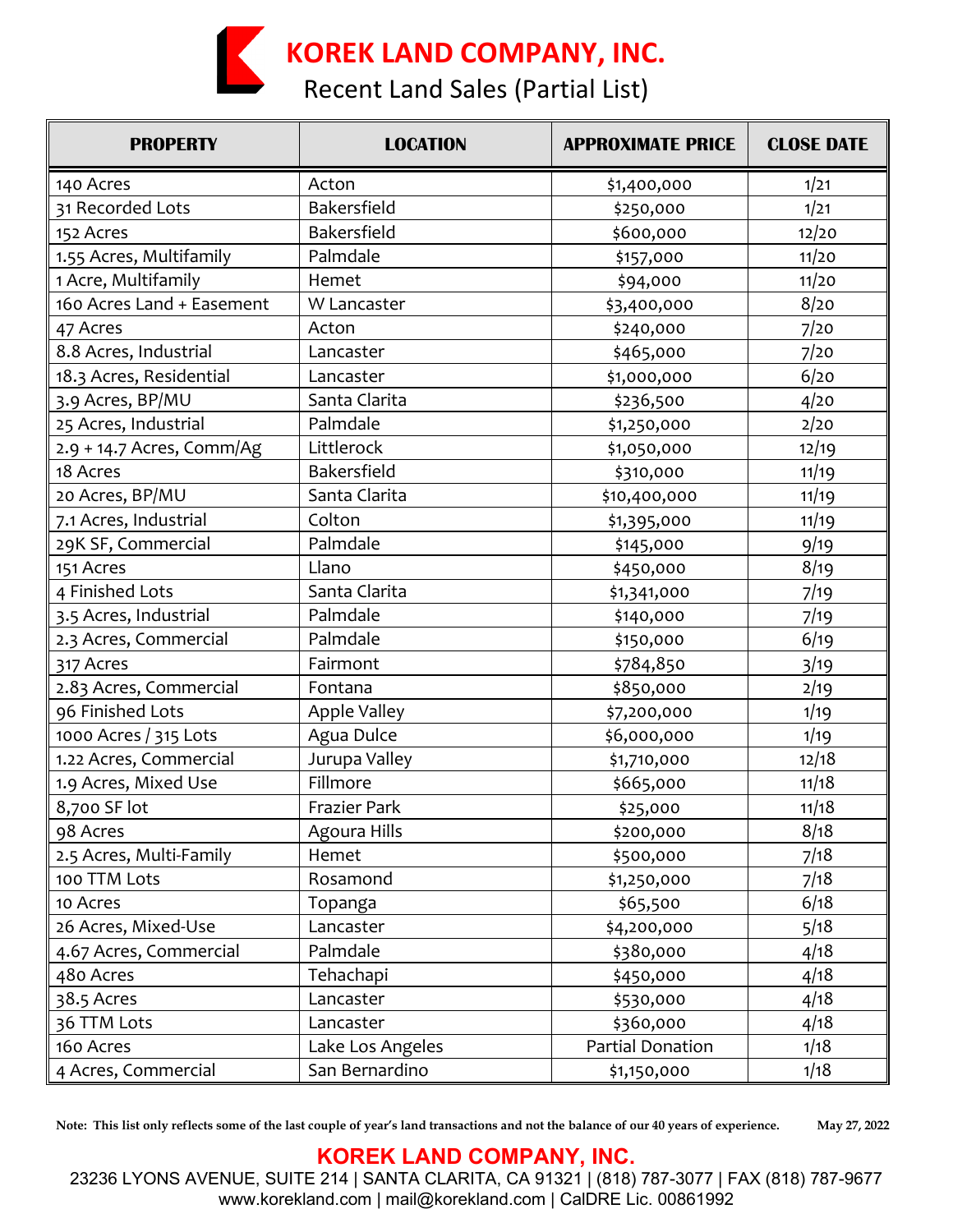# KOREK LAND COMPANY, INC.

## Recent Land Sales (Partial List)

| PROPERTY | LOCATION | APPROXIMATE PRICE | CLOSE DATE |
|---|---|---|---|
| 140 Acres | Acton | $1,400,000 | 1/21 |
| 31 Recorded Lots | Bakersfield | $250,000 | 1/21 |
| 152 Acres | Bakersfield | $600,000 | 12/20 |
| 1.55 Acres, Multifamily | Palmdale | $157,000 | 11/20 |
| 1 Acre, Multifamily | Hemet | $94,000 | 11/20 |
| 160 Acres Land + Easement | W Lancaster | $3,400,000 | 8/20 |
| 47 Acres | Acton | $240,000 | 7/20 |
| 8.8 Acres, Industrial | Lancaster | $465,000 | 7/20 |
| 18.3 Acres, Residential | Lancaster | $1,000,000 | 6/20 |
| 3.9 Acres, BP/MU | Santa Clarita | $236,500 | 4/20 |
| 25 Acres, Industrial | Palmdale | $1,250,000 | 2/20 |
| 2.9 + 14.7 Acres, Comm/Ag | Littlerock | $1,050,000 | 12/19 |
| 18 Acres | Bakersfield | $310,000 | 11/19 |
| 20 Acres, BP/MU | Santa Clarita | $10,400,000 | 11/19 |
| 7.1 Acres, Industrial | Colton | $1,395,000 | 11/19 |
| 29K SF, Commercial | Palmdale | $145,000 | 9/19 |
| 151 Acres | Llano | $450,000 | 8/19 |
| 4 Finished Lots | Santa Clarita | $1,341,000 | 7/19 |
| 3.5 Acres, Industrial | Palmdale | $140,000 | 7/19 |
| 2.3 Acres, Commercial | Palmdale | $150,000 | 6/19 |
| 317 Acres | Fairmont | $784,850 | 3/19 |
| 2.83 Acres, Commercial | Fontana | $850,000 | 2/19 |
| 96 Finished Lots | Apple Valley | $7,200,000 | 1/19 |
| 1000 Acres / 315 Lots | Agua Dulce | $6,000,000 | 1/19 |
| 1.22 Acres, Commercial | Jurupa Valley | $1,710,000 | 12/18 |
| 1.9 Acres, Mixed Use | Fillmore | $665,000 | 11/18 |
| 8,700 SF lot | Frazier Park | $25,000 | 11/18 |
| 98 Acres | Agoura Hills | $200,000 | 8/18 |
| 2.5 Acres, Multi-Family | Hemet | $500,000 | 7/18 |
| 100 TTM Lots | Rosamond | $1,250,000 | 7/18 |
| 10 Acres | Topanga | $65,500 | 6/18 |
| 26 Acres, Mixed-Use | Lancaster | $4,200,000 | 5/18 |
| 4.67 Acres, Commercial | Palmdale | $380,000 | 4/18 |
| 480 Acres | Tehachapi | $450,000 | 4/18 |
| 38.5 Acres | Lancaster | $530,000 | 4/18 |
| 36 TTM Lots | Lancaster | $360,000 | 4/18 |
| 160 Acres | Lake Los Angeles | Partial Donation | 1/18 |
| 4 Acres, Commercial | San Bernardino | $1,150,000 | 1/18 |

**Note: This list only reflects some of the last couple of year's land transactions and not the balance of our 40 years of experience.** **May 27, 2022**

**KOREK LAND COMPANY, INC.**

23236 LYONS AVENUE, SUITE 214 | SANTA CLARITA, CA 91321 | (818) 787-3077 | FAX (818) 787-9677
www.korekland.com | mail@korekland.com | CalDRE Lic. 00861992